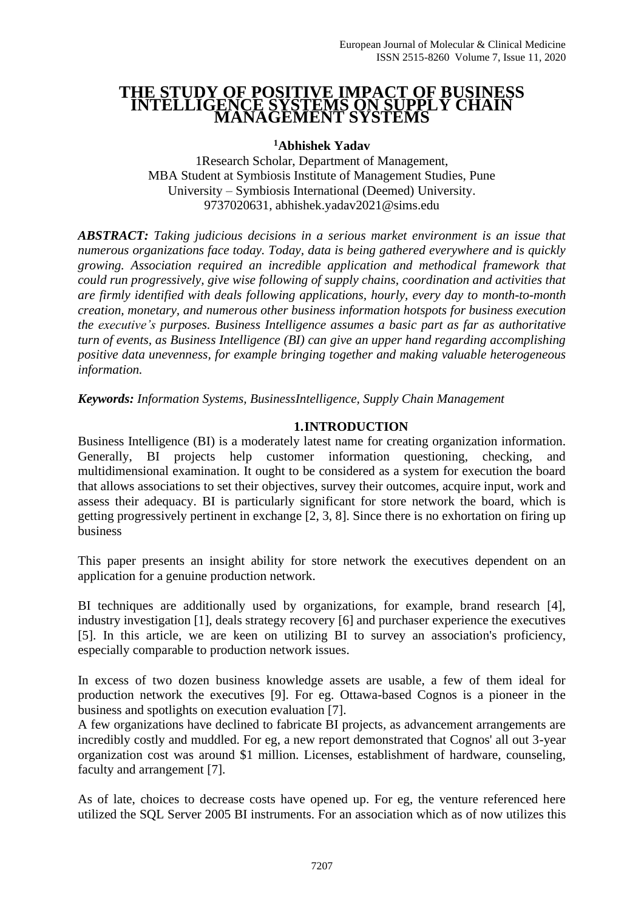# THE STUDY OF POSITIVE IMPACT OF BUSINESS INTELLIGENCE SYSTEMS ON SUPPLY CHAIN MANAGEMENT SYSTEMS

**[1]Abhishek Yadav**

1Research Scholar, Department of Management,
MBA Student at Symbiosis Institute of Management Studies, Pune
University – Symbiosis International (Deemed) University.
9737020631, abhishek.yadav2021@sims.edu

***ABSTRACT:*** *Taking judicious decisions in a serious market environment is an issue that numerous organizations face today. Today, data is being gathered everywhere and is quickly growing. Association required an incredible application and methodical framework that could run progressively, give wise following of supply chains, coordination and activities that are firmly identified with deals following applications, hourly, every day to month-to-month creation, monetary, and numerous other business information hotspots for business execution the executive's purposes. Business Intelligence assumes a basic part as far as authoritative turn of events, as Business Intelligence (BI) can give an upper hand regarding accomplishing positive data unevenness, for example bringing together and making valuable heterogeneous information.*

***Keywords:*** *Information Systems, BusinessIntelligence, Supply Chain Management*

## 1.INTRODUCTION

Business Intelligence (BI) is a moderately latest name for creating organization information. Generally, BI projects help customer information questioning, checking, and multidimensional examination. It ought to be considered as a system for execution the board that allows associations to set their objectives, survey their outcomes, acquire input, work and assess their adequacy. BI is particularly significant for store network the board, which is getting progressively pertinent in exchange [2, 3, 8]. Since there is no exhortation on firing up business

This paper presents an insight ability for store network the executives dependent on an application for a genuine production network.

BI techniques are additionally used by organizations, for example, brand research [4], industry investigation [1], deals strategy recovery [6] and purchaser experience the executives [5]. In this article, we are keen on utilizing BI to survey an association's proficiency, especially comparable to production network issues.

In excess of two dozen business knowledge assets are usable, a few of them ideal for production network the executives [9]. For eg. Ottawa-based Cognos is a pioneer in the business and spotlights on execution evaluation [7].

A few organizations have declined to fabricate BI projects, as advancement arrangements are incredibly costly and muddled. For eg, a new report demonstrated that Cognos' all out 3-year organization cost was around $1 million. Licenses, establishment of hardware, counseling, faculty and arrangement [7].

As of late, choices to decrease costs have opened up. For eg, the venture referenced here utilized the SQL Server 2005 BI instruments. For an association which as of now utilizes this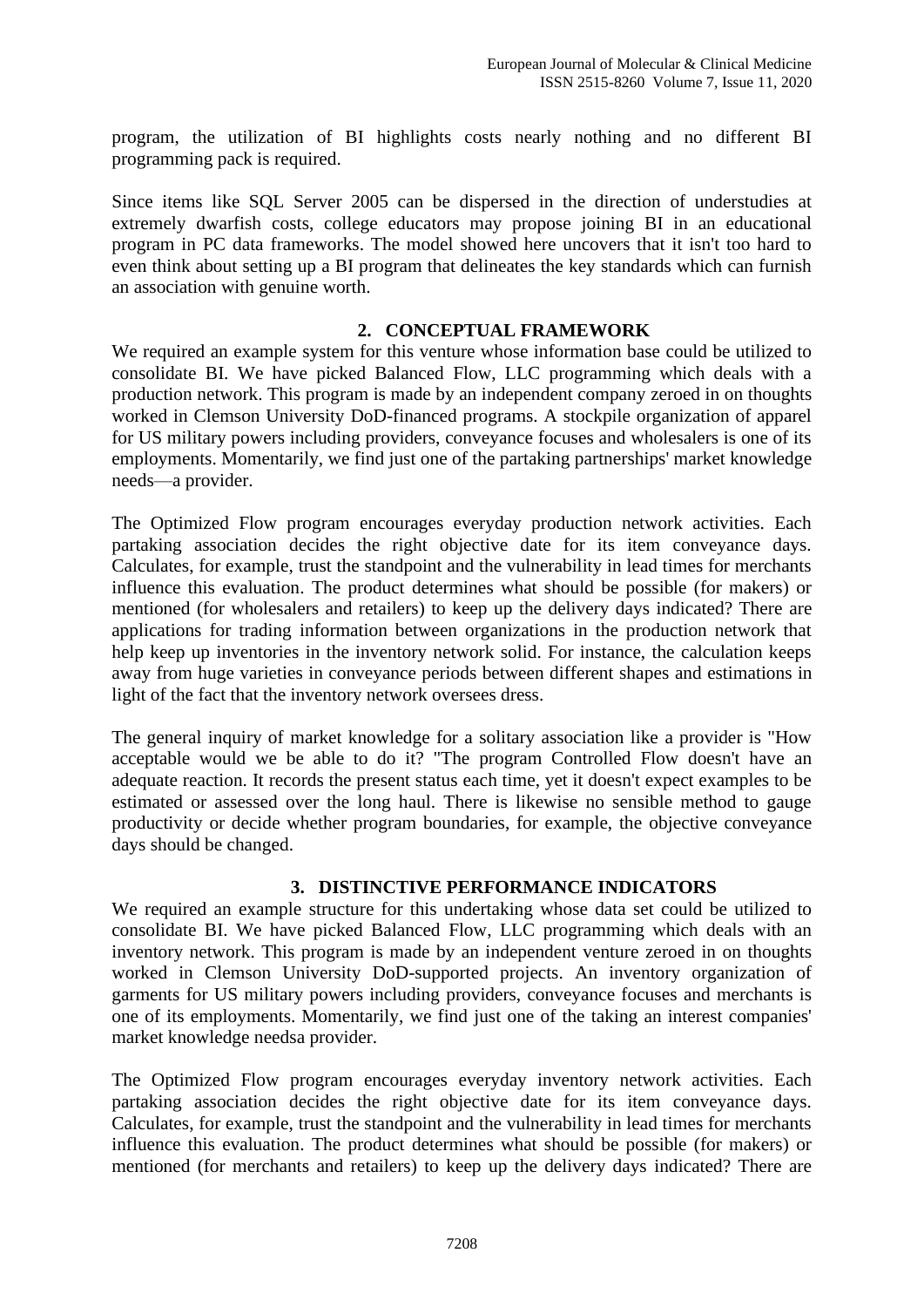program, the utilization of BI highlights costs nearly nothing and no different BI programming pack is required.

Since items like SQL Server 2005 can be dispersed in the direction of understudies at extremely dwarfish costs, college educators may propose joining BI in an educational program in PC data frameworks. The model showed here uncovers that it isn't too hard to even think about setting up a BI program that delineates the key standards which can furnish an association with genuine worth.

## 2. CONCEPTUAL FRAMEWORK

We required an example system for this venture whose information base could be utilized to consolidate BI. We have picked Balanced Flow, LLC programming which deals with a production network. This program is made by an independent company zeroed in on thoughts worked in Clemson University DoD-financed programs. A stockpile organization of apparel for US military powers including providers, conveyance focuses and wholesalers is one of its employments. Momentarily, we find just one of the partaking partnerships' market knowledge needs—a provider.

The Optimized Flow program encourages everyday production network activities. Each partaking association decides the right objective date for its item conveyance days. Calculates, for example, trust the standpoint and the vulnerability in lead times for merchants influence this evaluation. The product determines what should be possible (for makers) or mentioned (for wholesalers and retailers) to keep up the delivery days indicated? There are applications for trading information between organizations in the production network that help keep up inventories in the inventory network solid. For instance, the calculation keeps away from huge varieties in conveyance periods between different shapes and estimations in light of the fact that the inventory network oversees dress.

The general inquiry of market knowledge for a solitary association like a provider is "How acceptable would we be able to do it? "The program Controlled Flow doesn't have an adequate reaction. It records the present status each time, yet it doesn't expect examples to be estimated or assessed over the long haul. There is likewise no sensible method to gauge productivity or decide whether program boundaries, for example, the objective conveyance days should be changed.

## 3. DISTINCTIVE PERFORMANCE INDICATORS

We required an example structure for this undertaking whose data set could be utilized to consolidate BI. We have picked Balanced Flow, LLC programming which deals with an inventory network. This program is made by an independent venture zeroed in on thoughts worked in Clemson University DoD-supported projects. An inventory organization of garments for US military powers including providers, conveyance focuses and merchants is one of its employments. Momentarily, we find just one of the taking an interest companies' market knowledge needsa provider.

The Optimized Flow program encourages everyday inventory network activities. Each partaking association decides the right objective date for its item conveyance days. Calculates, for example, trust the standpoint and the vulnerability in lead times for merchants influence this evaluation. The product determines what should be possible (for makers) or mentioned (for merchants and retailers) to keep up the delivery days indicated? There are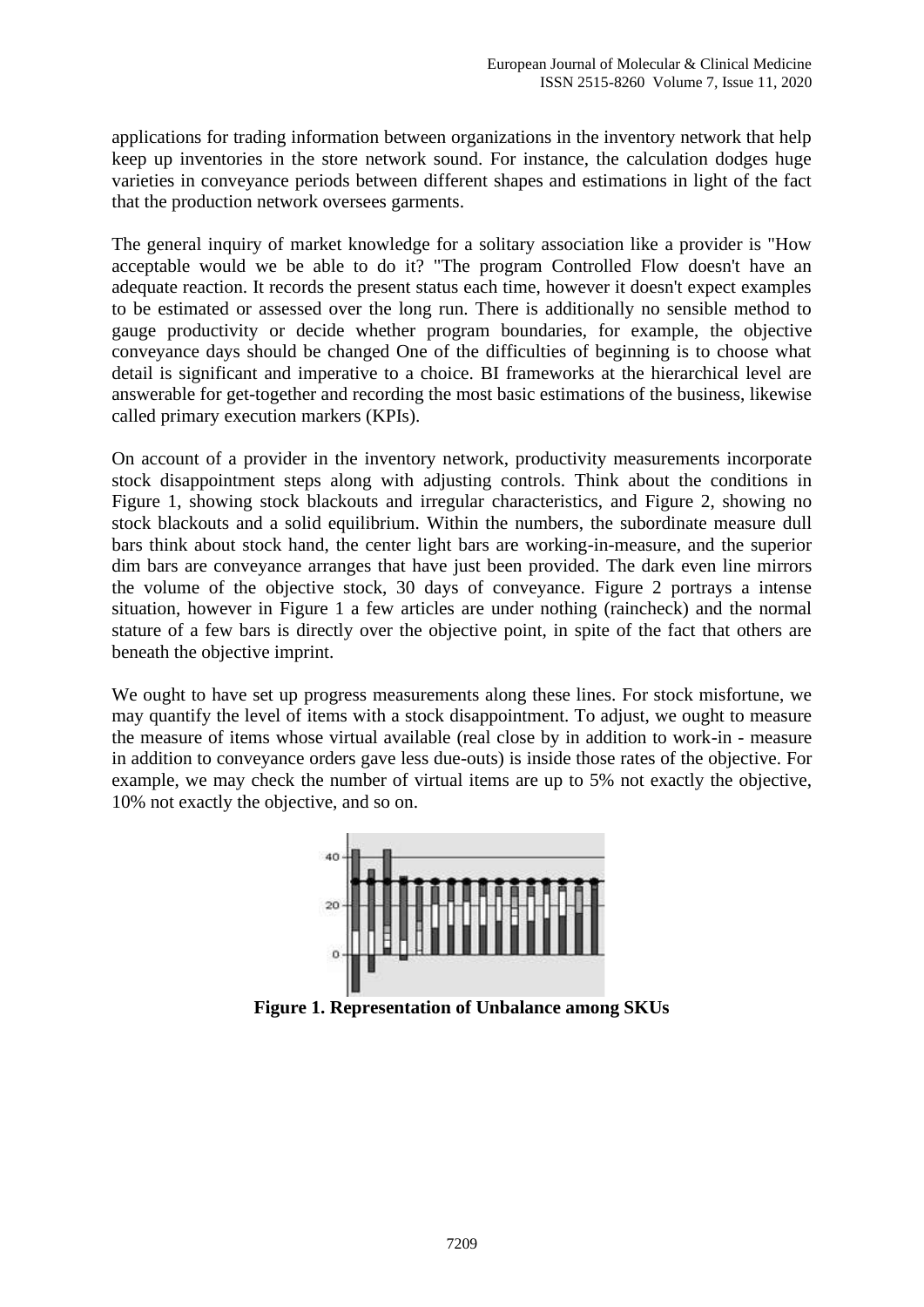applications for trading information between organizations in the inventory network that help keep up inventories in the store network sound. For instance, the calculation dodges huge varieties in conveyance periods between different shapes and estimations in light of the fact that the production network oversees garments.

The general inquiry of market knowledge for a solitary association like a provider is "How acceptable would we be able to do it? "The program Controlled Flow doesn't have an adequate reaction. It records the present status each time, however it doesn't expect examples to be estimated or assessed over the long run. There is additionally no sensible method to gauge productivity or decide whether program boundaries, for example, the objective conveyance days should be changed One of the difficulties of beginning is to choose what detail is significant and imperative to a choice. BI frameworks at the hierarchical level are answerable for get-together and recording the most basic estimations of the business, likewise called primary execution markers (KPIs).

On account of a provider in the inventory network, productivity measurements incorporate stock disappointment steps along with adjusting controls. Think about the conditions in Figure 1, showing stock blackouts and irregular characteristics, and Figure 2, showing no stock blackouts and a solid equilibrium. Within the numbers, the subordinate measure dull bars think about stock hand, the center light bars are working-in-measure, and the superior dim bars are conveyance arranges that have just been provided. The dark even line mirrors the volume of the objective stock, 30 days of conveyance. Figure 2 portrays a intense situation, however in Figure 1 a few articles are under nothing (raincheck) and the normal stature of a few bars is directly over the objective point, in spite of the fact that others are beneath the objective imprint.

We ought to have set up progress measurements along these lines. For stock misfortune, we may quantify the level of items with a stock disappointment. To adjust, we ought to measure the measure of items whose virtual available (real close by in addition to work-in - measure in addition to conveyance orders gave less due-outs) is inside those rates of the objective. For example, we may check the number of virtual items are up to 5% not exactly the objective, 10% not exactly the objective, and so on.

**Figure 1. Representation of Unbalance among SKUs**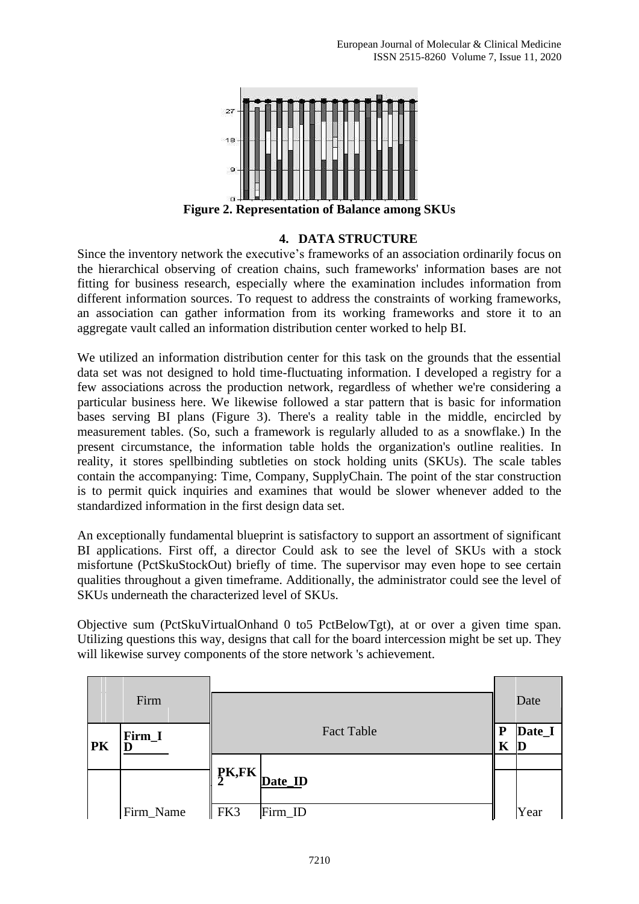Figure 2. Representation of Balance among SKUs

## 4. DATA STRUCTURE

Since the inventory network the executive's frameworks of an association ordinarily focus on the hierarchical observing of creation chains, such frameworks' information bases are not fitting for business research, especially where the examination includes information from different information sources. To request to address the constraints of working frameworks, an association can gather information from its working frameworks and store it to an aggregate vault called an information distribution center worked to help BI.

We utilized an information distribution center for this task on the grounds that the essential data set was not designed to hold time-fluctuating information. I developed a registry for a few associations across the production network, regardless of whether we're considering a particular business here. We likewise followed a star pattern that is basic for information bases serving BI plans (Figure 3). There's a reality table in the middle, encircled by measurement tables. (So, such a framework is regularly alluded to as a snowflake.) In the present circumstance, the information table holds the organization's outline realities. In reality, it stores spellbinding subtleties on stock holding units (SKUs). The scale tables contain the accompanying: Time, Company, SupplyChain. The point of the star construction is to permit quick inquiries and examines that would be slower whenever added to the standardized information in the first design data set.

An exceptionally fundamental blueprint is satisfactory to support an assortment of significant BI applications. First off, a director Could ask to see the level of SKUs with a stock misfortune (PctSkuStockOut) briefly of time. The supervisor may even hope to see certain qualities throughout a given timeframe. Additionally, the administrator could see the level of SKUs underneath the characterized level of SKUs.

Objective sum (PctSkuVirtualOnhand 0 to5 PctBelowTgt), at or over a given time span. Utilizing questions this way, designs that call for the board intercession might be set up. They will likewise survey components of the store network 's achievement.

| | Firm | | Fact Table | | Date |
|---|---|---|---|---|---|
| PK | Firm_ID | | | PK | Date_ID |
| | | PK,FK2 | Date_ID | | |
| | Firm_Name | FK3 | Firm_ID | | Year |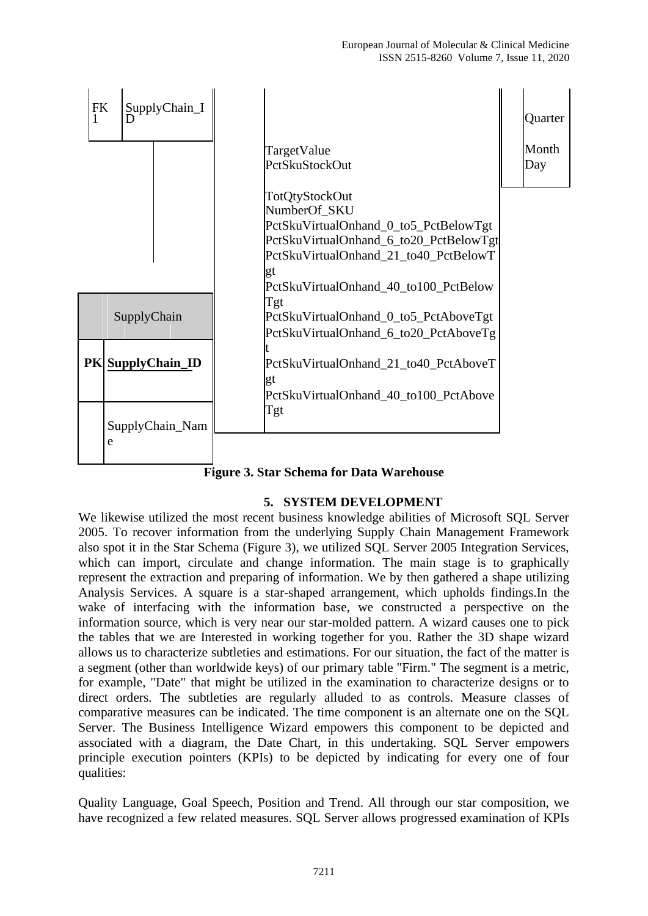| FK1 | SupplyChain_ID | | TargetValue<br>PctSkuStockOut<br><br>TotQtyStockOut<br>NumberOf_SKU<br>PctSkuVirtualOnhand_0_to5_PctBelowTgt<br>PctSkuVirtualOnhand_6_to20_PctBelowTgt<br>PctSkuVirtualOnhand_21_to40_PctBelowTgt<br>PctSkuVirtualOnhand_40_to100_PctBelowTgt<br>PctSkuVirtualOnhand_0_to5_PctAboveTgt<br>PctSkuVirtualOnhand_6_to20_PctAboveTgt<br>PctSkuVirtualOnhand_21_to40_PctAboveTgt<br>PctSkuVirtualOnhand_40_to100_PctAboveTgt | | Quarter<br>Month<br>Day |
|---|---|---|---|---|---|

| | SupplyChain |
|---|---|
| **PK** | **SupplyChain_ID** |
| | SupplyChain_Name |

**Figure 3. Star Schema for Data Warehouse**

## 5. SYSTEM DEVELOPMENT

We likewise utilized the most recent business knowledge abilities of Microsoft SQL Server 2005. To recover information from the underlying Supply Chain Management Framework also spot it in the Star Schema (Figure 3), we utilized SQL Server 2005 Integration Services, which can import, circulate and change information. The main stage is to graphically represent the extraction and preparing of information. We by then gathered a shape utilizing Analysis Services. A square is a star-shaped arrangement, which upholds findings.In the wake of interfacing with the information base, we constructed a perspective on the information source, which is very near our star-molded pattern. A wizard causes one to pick the tables that we are Interested in working together for you. Rather the 3D shape wizard allows us to characterize subtleties and estimations. For our situation, the fact of the matter is a segment (other than worldwide keys) of our primary table "Firm." The segment is a metric, for example, "Date" that might be utilized in the examination to characterize designs or to direct orders. The subtleties are regularly alluded to as controls. Measure classes of comparative measures can be indicated. The time component is an alternate one on the SQL Server. The Business Intelligence Wizard empowers this component to be depicted and associated with a diagram, the Date Chart, in this undertaking. SQL Server empowers principle execution pointers (KPIs) to be depicted by indicating for every one of four qualities:

Quality Language, Goal Speech, Position and Trend. All through our star composition, we have recognized a few related measures. SQL Server allows progressed examination of KPIs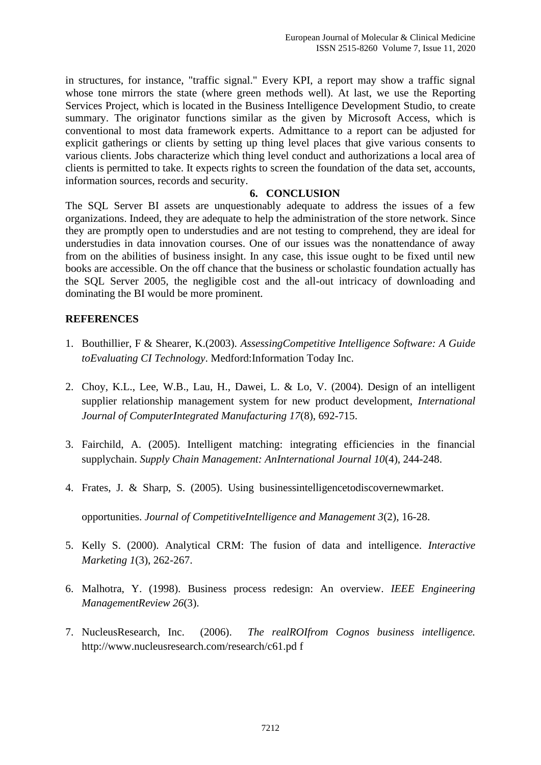in structures, for instance, "traffic signal." Every KPI, a report may show a traffic signal whose tone mirrors the state (where green methods well). At last, we use the Reporting Services Project, which is located in the Business Intelligence Development Studio, to create summary. The originator functions similar as the given by Microsoft Access, which is conventional to most data framework experts. Admittance to a report can be adjusted for explicit gatherings or clients by setting up thing level places that give various consents to various clients. Jobs characterize which thing level conduct and authorizations a local area of clients is permitted to take. It expects rights to screen the foundation of the data set, accounts, information sources, records and security.

## 6. CONCLUSION

The SQL Server BI assets are unquestionably adequate to address the issues of a few organizations. Indeed, they are adequate to help the administration of the store network. Since they are promptly open to understudies and are not testing to comprehend, they are ideal for understudies in data innovation courses. One of our issues was the nonattendance of away from on the abilities of business insight. In any case, this issue ought to be fixed until new books are accessible. On the off chance that the business or scholastic foundation actually has the SQL Server 2005, the negligible cost and the all-out intricacy of downloading and dominating the BI would be more prominent.

## REFERENCES

1. Bouthillier, F & Shearer, K.(2003). *AssessingCompetitive Intelligence Software: A Guide toEvaluating CI Technology*. Medford:Information Today Inc.

2. Choy, K.L., Lee, W.B., Lau, H., Dawei, L. & Lo, V. (2004). Design of an intelligent supplier relationship management system for new product development, *International Journal of ComputerIntegrated Manufacturing 17*(8), 692-715.

3. Fairchild, A. (2005). Intelligent matching: integrating efficiencies in the financial supplychain. *Supply Chain Management: AnInternational Journal 10*(4), 244-248.

4. Frates, J. & Sharp, S. (2005). Using businessintelligencetodiscovernewmarket.

   opportunities. *Journal of CompetitiveIntelligence and Management 3*(2), 16-28.

5. Kelly S. (2000). Analytical CRM: The fusion of data and intelligence. *Interactive Marketing 1*(3), 262-267.

6. Malhotra, Y. (1998). Business process redesign: An overview. *IEEE Engineering ManagementReview 26*(3).

7. NucleusResearch, Inc. (2006). *The realROIfrom Cognos business intelligence.* http://www.nucleusresearch.com/research/c61.pd f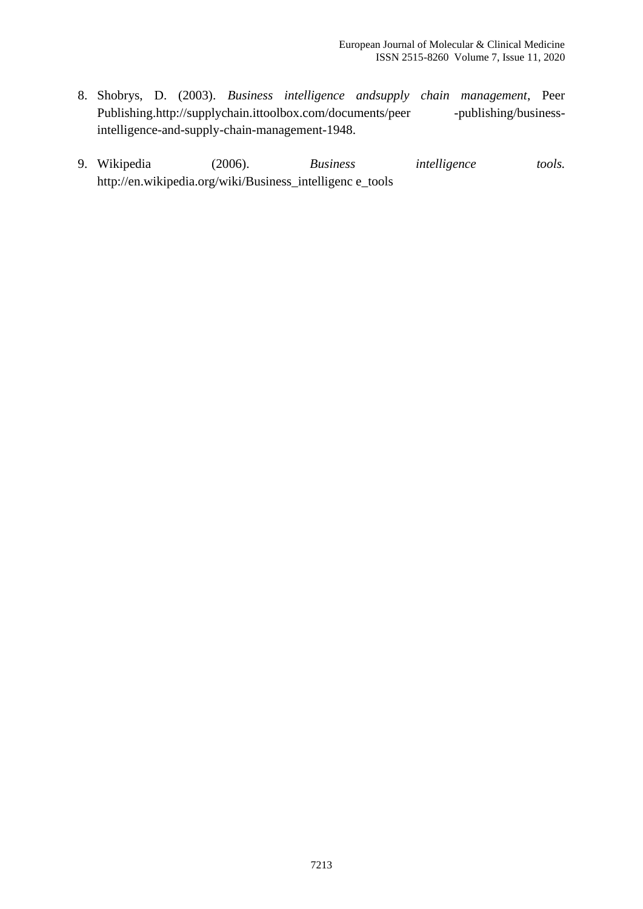8. Shobrys, D. (2003). *Business intelligence andsupply chain management*, Peer Publishing.http://supplychain.ittoolbox.com/documents/peer -publishing/business-intelligence-and-supply-chain-management-1948.

9. Wikipedia (2006). *Business intelligence tools.* http://en.wikipedia.org/wiki/Business_intelligenc e_tools